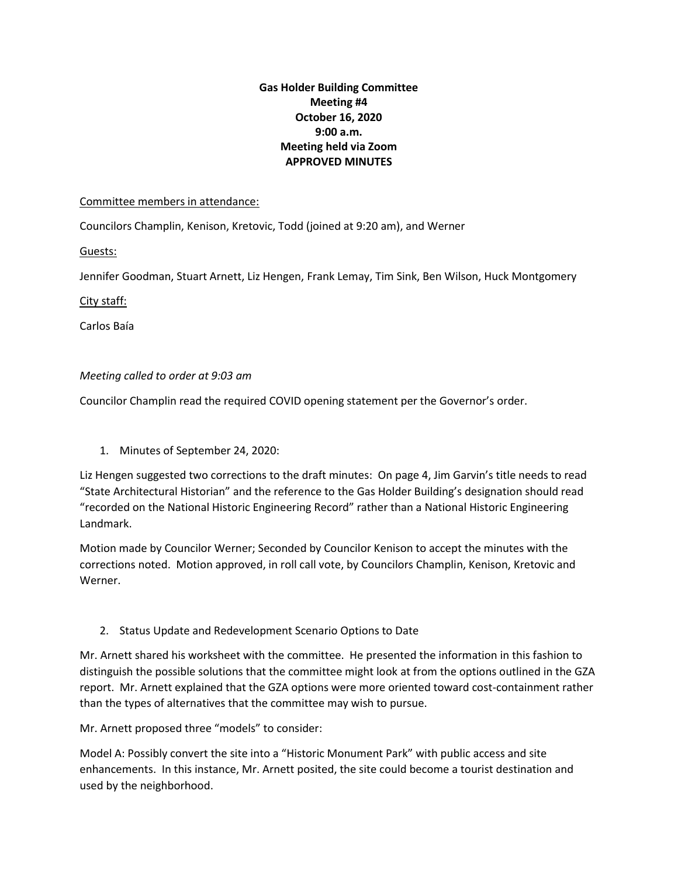**Gas Holder Building Committee**
**Meeting #4**
**October 16, 2020**
**9:00 a.m.**
**Meeting held via Zoom**
**APPROVED MINUTES**

Committee members in attendance:

Councilors Champlin, Kenison, Kretovic, Todd (joined at 9:20 am), and Werner

Guests:

Jennifer Goodman, Stuart Arnett, Liz Hengen, Frank Lemay, Tim Sink, Ben Wilson, Huck Montgomery

City staff:

Carlos Baía

*Meeting called to order at 9:03 am*

Councilor Champlin read the required COVID opening statement per the Governor's order.

1. Minutes of September 24, 2020:

Liz Hengen suggested two corrections to the draft minutes: On page 4, Jim Garvin's title needs to read "State Architectural Historian" and the reference to the Gas Holder Building's designation should read "recorded on the National Historic Engineering Record" rather than a National Historic Engineering Landmark.

Motion made by Councilor Werner; Seconded by Councilor Kenison to accept the minutes with the corrections noted. Motion approved, in roll call vote, by Councilors Champlin, Kenison, Kretovic and Werner.

2. Status Update and Redevelopment Scenario Options to Date

Mr. Arnett shared his worksheet with the committee. He presented the information in this fashion to distinguish the possible solutions that the committee might look at from the options outlined in the GZA report. Mr. Arnett explained that the GZA options were more oriented toward cost-containment rather than the types of alternatives that the committee may wish to pursue.

Mr. Arnett proposed three "models" to consider:

Model A: Possibly convert the site into a "Historic Monument Park" with public access and site enhancements. In this instance, Mr. Arnett posited, the site could become a tourist destination and used by the neighborhood.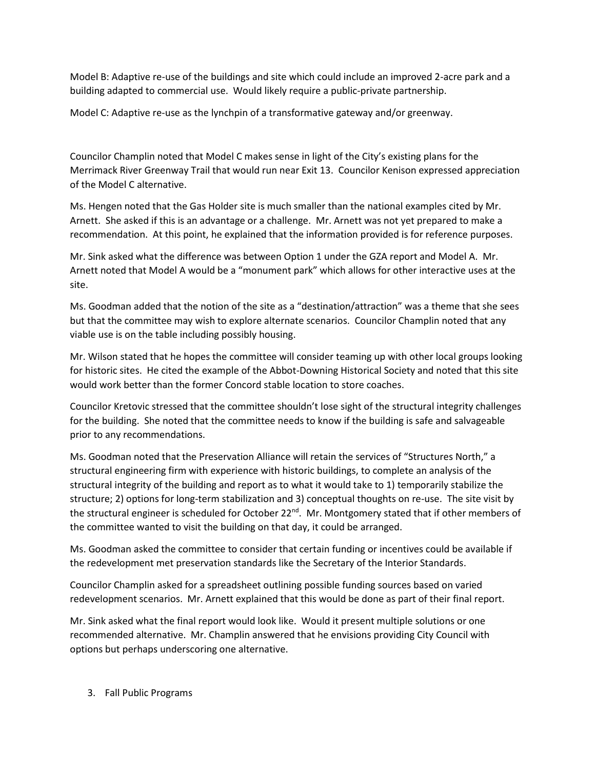Model B: Adaptive re-use of the buildings and site which could include an improved 2-acre park and a building adapted to commercial use. Would likely require a public-private partnership.

Model C: Adaptive re-use as the lynchpin of a transformative gateway and/or greenway.

Councilor Champlin noted that Model C makes sense in light of the City's existing plans for the Merrimack River Greenway Trail that would run near Exit 13. Councilor Kenison expressed appreciation of the Model C alternative.

Ms. Hengen noted that the Gas Holder site is much smaller than the national examples cited by Mr. Arnett. She asked if this is an advantage or a challenge. Mr. Arnett was not yet prepared to make a recommendation. At this point, he explained that the information provided is for reference purposes.

Mr. Sink asked what the difference was between Option 1 under the GZA report and Model A. Mr. Arnett noted that Model A would be a "monument park" which allows for other interactive uses at the site.

Ms. Goodman added that the notion of the site as a "destination/attraction" was a theme that she sees but that the committee may wish to explore alternate scenarios. Councilor Champlin noted that any viable use is on the table including possibly housing.

Mr. Wilson stated that he hopes the committee will consider teaming up with other local groups looking for historic sites. He cited the example of the Abbot-Downing Historical Society and noted that this site would work better than the former Concord stable location to store coaches.

Councilor Kretovic stressed that the committee shouldn't lose sight of the structural integrity challenges for the building. She noted that the committee needs to know if the building is safe and salvageable prior to any recommendations.

Ms. Goodman noted that the Preservation Alliance will retain the services of "Structures North," a structural engineering firm with experience with historic buildings, to complete an analysis of the structural integrity of the building and report as to what it would take to 1) temporarily stabilize the structure; 2) options for long-term stabilization and 3) conceptual thoughts on re-use. The site visit by the structural engineer is scheduled for October 22nd. Mr. Montgomery stated that if other members of the committee wanted to visit the building on that day, it could be arranged.

Ms. Goodman asked the committee to consider that certain funding or incentives could be available if the redevelopment met preservation standards like the Secretary of the Interior Standards.

Councilor Champlin asked for a spreadsheet outlining possible funding sources based on varied redevelopment scenarios. Mr. Arnett explained that this would be done as part of their final report.

Mr. Sink asked what the final report would look like. Would it present multiple solutions or one recommended alternative. Mr. Champlin answered that he envisions providing City Council with options but perhaps underscoring one alternative.

3. Fall Public Programs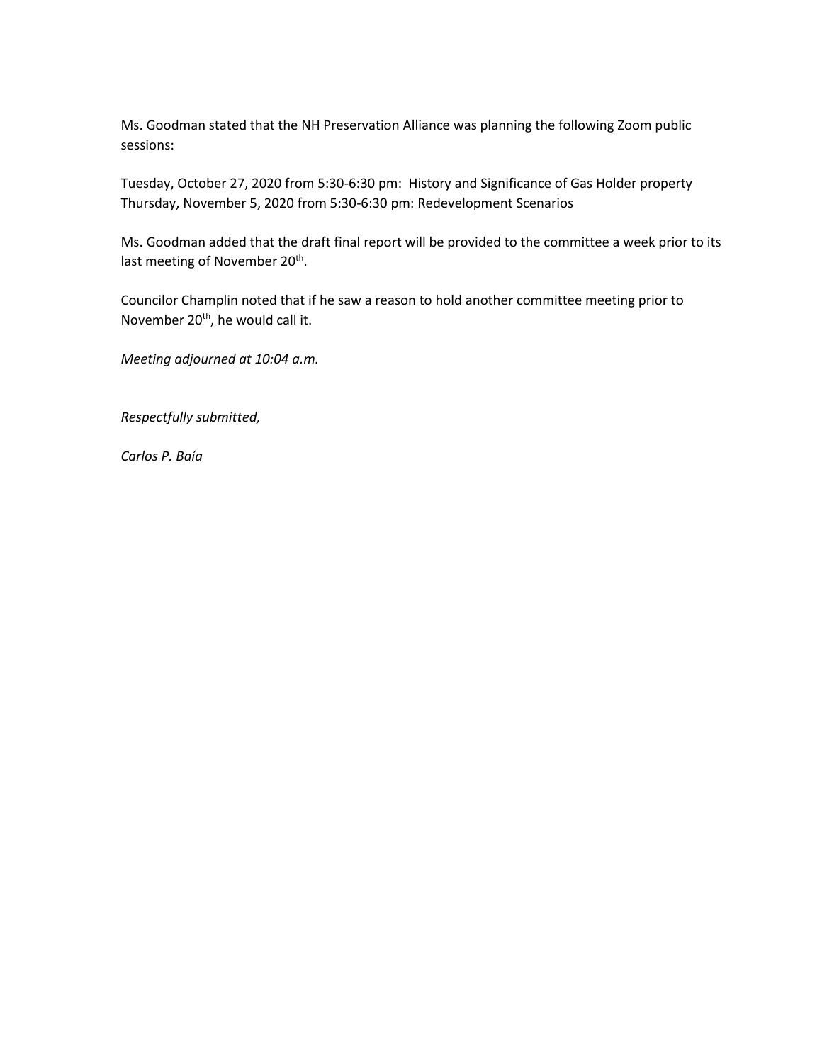Ms. Goodman stated that the NH Preservation Alliance was planning the following Zoom public sessions:

Tuesday, October 27, 2020 from 5:30-6:30 pm: History and Significance of Gas Holder property
Thursday, November 5, 2020 from 5:30-6:30 pm: Redevelopment Scenarios

Ms. Goodman added that the draft final report will be provided to the committee a week prior to its last meeting of November 20th.

Councilor Champlin noted that if he saw a reason to hold another committee meeting prior to November 20th, he would call it.

*Meeting adjourned at 10:04 a.m.*

*Respectfully submitted,*

*Carlos P. Baía*